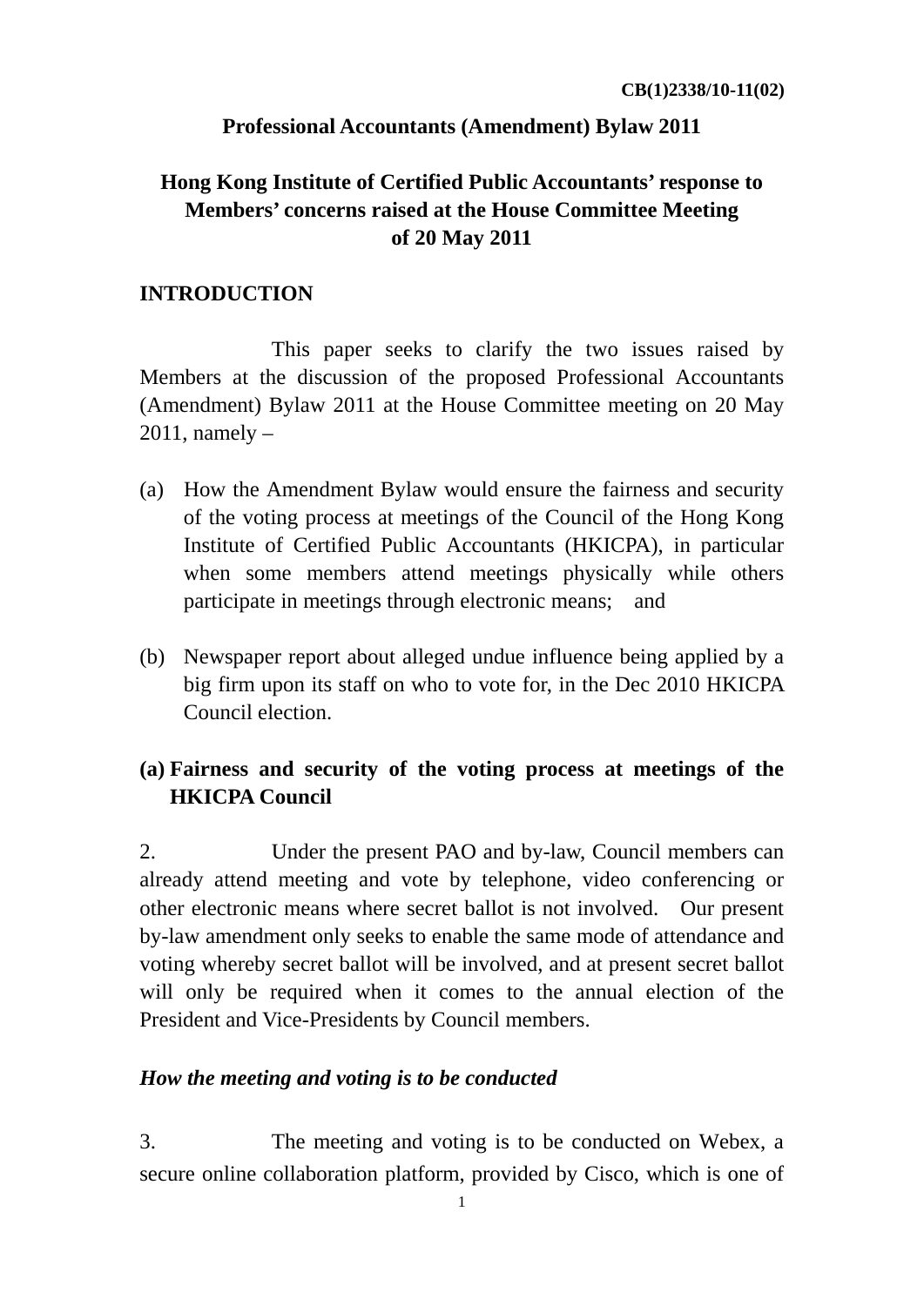CB(1)2338/10-11(02)

**Professional Accountants (Amendment) Bylaw 2011**

# Hong Kong Institute of Certified Public Accountants' response to Members' concerns raised at the House Committee Meeting of 20 May 2011

## INTRODUCTION

This paper seeks to clarify the two issues raised by Members at the discussion of the proposed Professional Accountants (Amendment) Bylaw 2011 at the House Committee meeting on 20 May 2011, namely –

(a) How the Amendment Bylaw would ensure the fairness and security of the voting process at meetings of the Council of the Hong Kong Institute of Certified Public Accountants (HKICPA), in particular when some members attend meetings physically while others participate in meetings through electronic means; and

(b) Newspaper report about alleged undue influence being applied by a big firm upon its staff on who to vote for, in the Dec 2010 HKICPA Council election.

## (a) Fairness and security of the voting process at meetings of the HKICPA Council

2. Under the present PAO and by-law, Council members can already attend meeting and vote by telephone, video conferencing or other electronic means where secret ballot is not involved. Our present by-law amendment only seeks to enable the same mode of attendance and voting whereby secret ballot will be involved, and at present secret ballot will only be required when it comes to the annual election of the President and Vice-Presidents by Council members.

### *How the meeting and voting is to be conducted*

3. The meeting and voting is to be conducted on Webex, a secure online collaboration platform, provided by Cisco, which is one of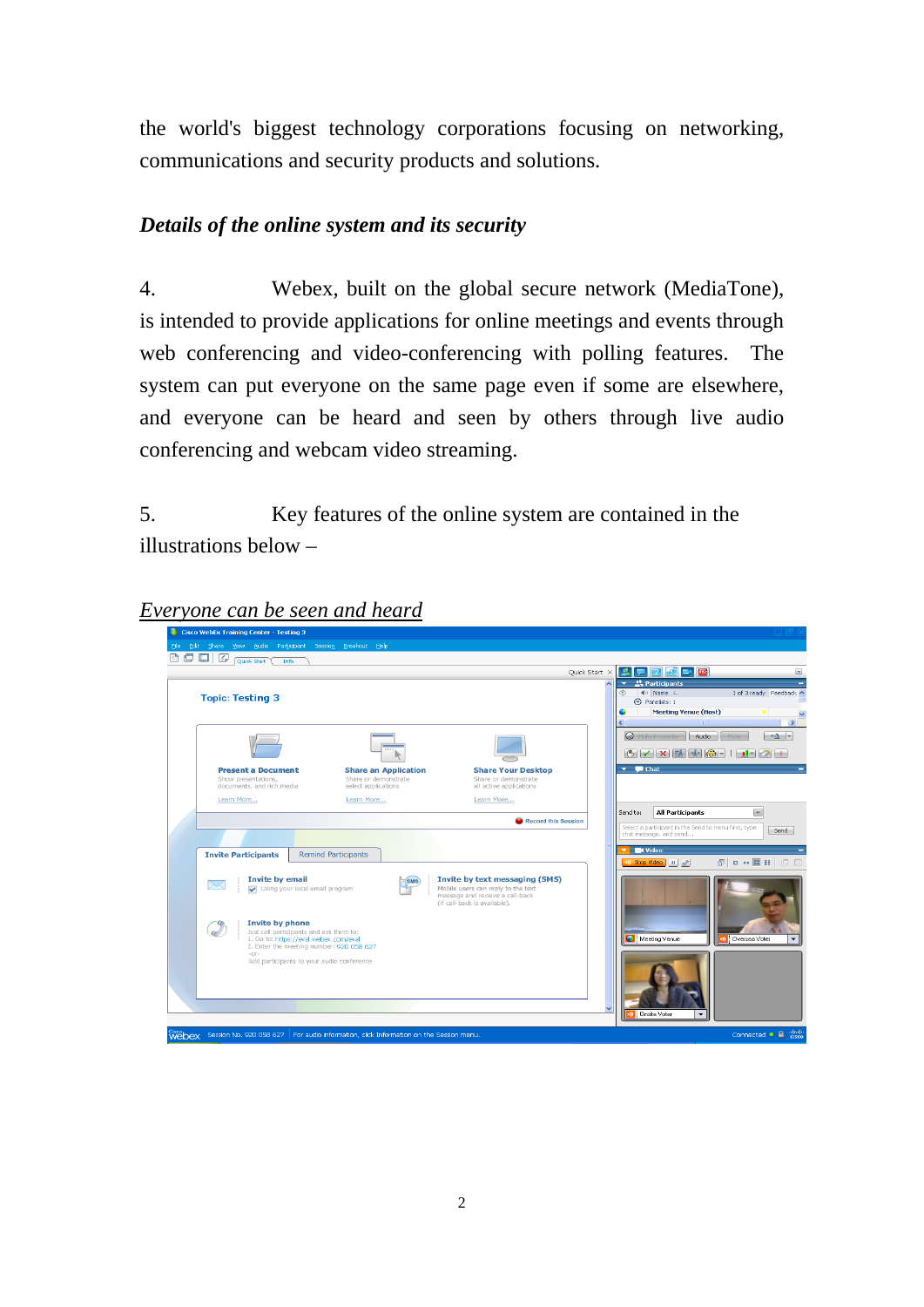the world's biggest technology corporations focusing on networking, communications and security products and solutions.

***Details of the online system and its security***

4. Webex, built on the global secure network (MediaTone), is intended to provide applications for online meetings and events through web conferencing and video-conferencing with polling features. The system can put everyone on the same page even if some are elsewhere, and everyone can be heard and seen by others through live audio conferencing and webcam video streaming.

5. Key features of the online system are contained in the illustrations below –

<u>*Everyone can be seen and heard*</u>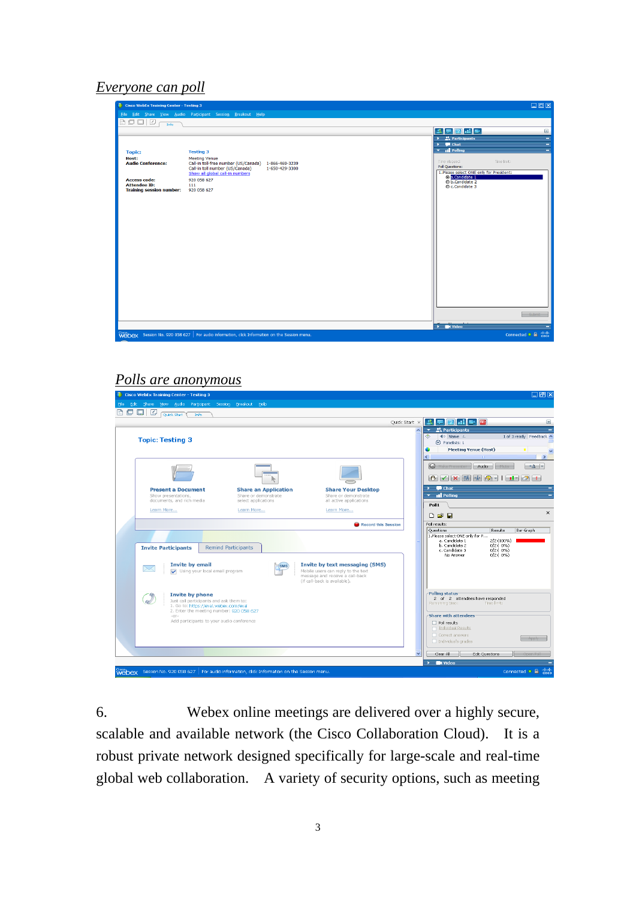*Everyone can poll*

*Polls are anonymous*

6. Webex online meetings are delivered over a highly secure, scalable and available network (the Cisco Collaboration Cloud). It is a robust private network designed specifically for large-scale and real-time global web collaboration. A variety of security options, such as meeting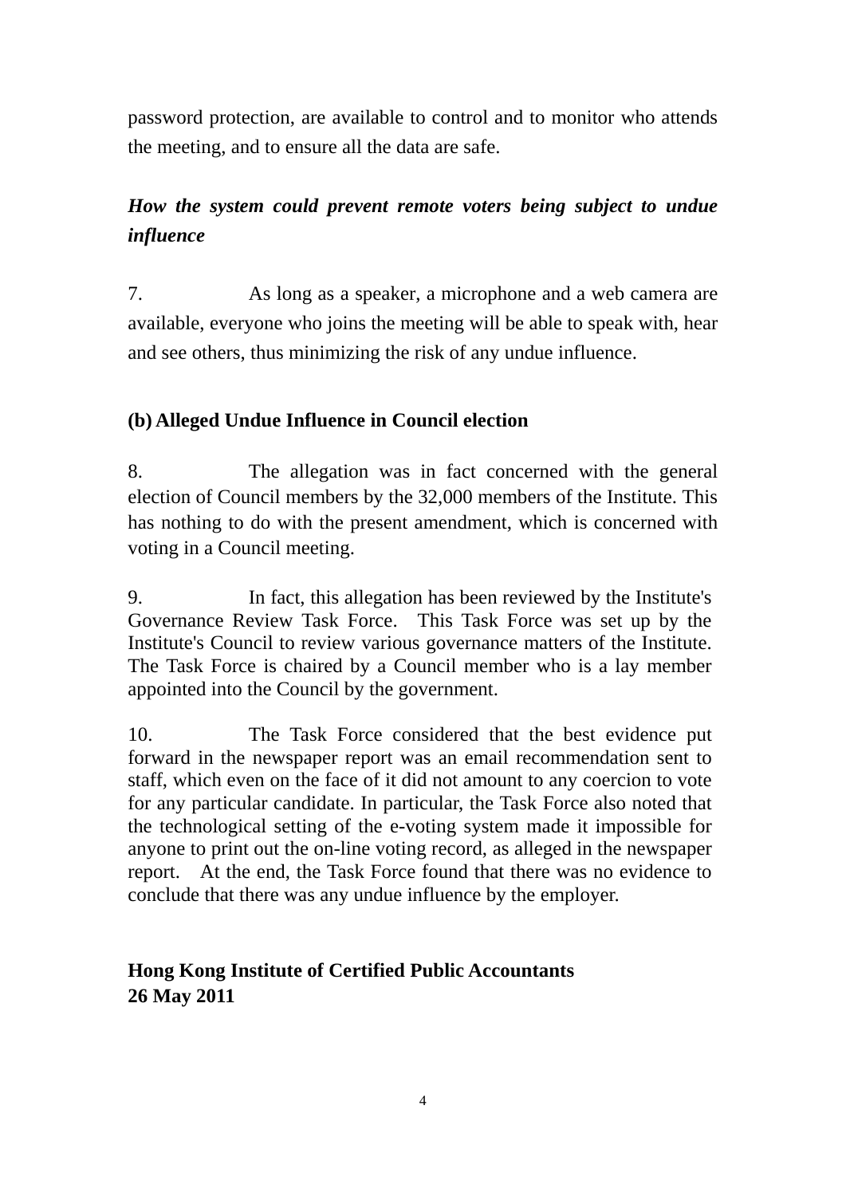password protection, are available to control and to monitor who attends the meeting, and to ensure all the data are safe.

***How the system could prevent remote voters being subject to undue influence***

7. As long as a speaker, a microphone and a web camera are available, everyone who joins the meeting will be able to speak with, hear and see others, thus minimizing the risk of any undue influence.

**(b) Alleged Undue Influence in Council election**

8. The allegation was in fact concerned with the general election of Council members by the 32,000 members of the Institute. This has nothing to do with the present amendment, which is concerned with voting in a Council meeting.

9. In fact, this allegation has been reviewed by the Institute's Governance Review Task Force. This Task Force was set up by the Institute's Council to review various governance matters of the Institute. The Task Force is chaired by a Council member who is a lay member appointed into the Council by the government.

10. The Task Force considered that the best evidence put forward in the newspaper report was an email recommendation sent to staff, which even on the face of it did not amount to any coercion to vote for any particular candidate. In particular, the Task Force also noted that the technological setting of the e-voting system made it impossible for anyone to print out the on-line voting record, as alleged in the newspaper report. At the end, the Task Force found that there was no evidence to conclude that there was any undue influence by the employer.

**Hong Kong Institute of Certified Public Accountants**
**26 May 2011**